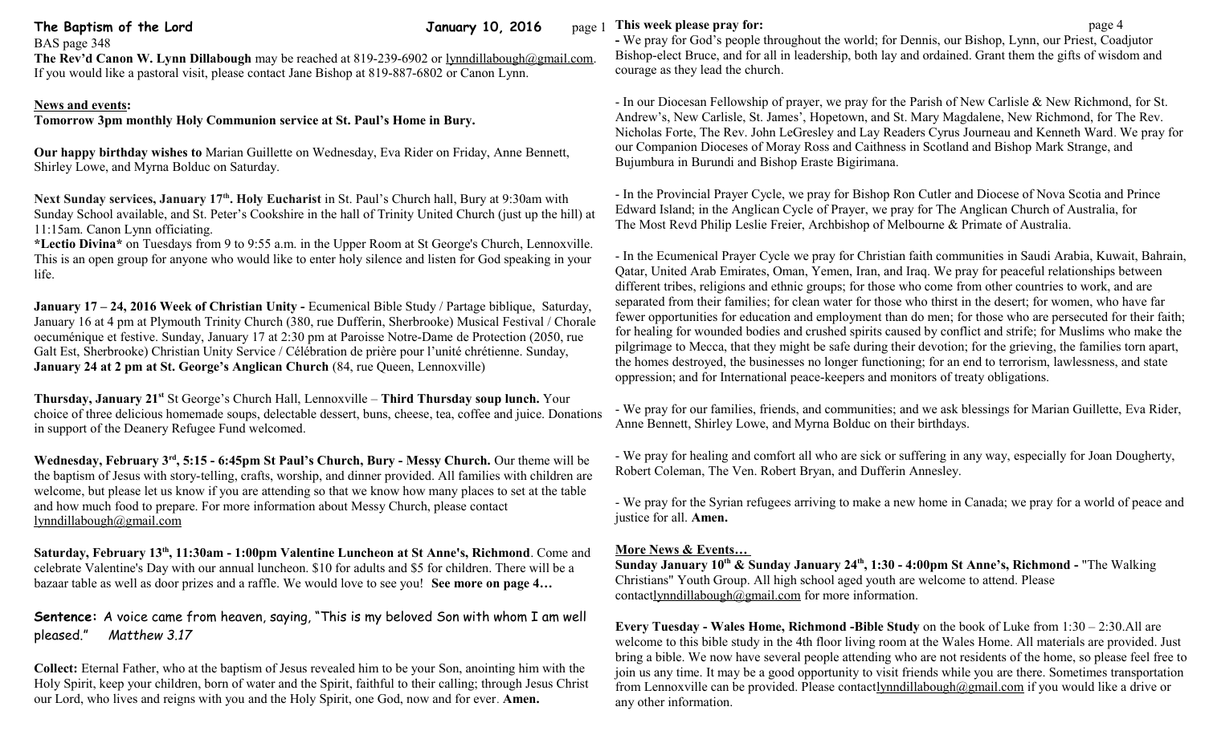## The Baptism of the Lord — January 10, 2016

BAS page 348

**The Rev'd Canon W. Lynn Dillabaugh** may be reached at 819-239-6902 or lynndillabaugh@gmail.com. If you would like a pastoral visit, please contact Jane Bishop at 819-887-6802 or Canon Lynn.

### News and events:

**Tomorrow 3pm monthly Holy Communion service at St. Paul's Home in Bury.**

**Our happy birthday wishes to** Marian Guillette on Wednesday, Eva Rider on Friday, Anne Bennett, Shirley Lowe, and Myrna Bolduc on Saturday.

**Next Sunday services, January 17th. Holy Eucharist** in St. Paul's Church hall, Bury at 9:30am with Sunday School available, and St. Peter's Cookshire in the hall of Trinity United Church (just up the hill) at 11:15am. Canon Lynn officiating.

**\*Lectio Divina\*** on Tuesdays from 9 to 9:55 a.m. in the Upper Room at St George's Church, Lennoxville. This is an open group for anyone who would like to enter holy silence and listen for God speaking in your life.

**January 17 – 24, 2016 Week of Christian Unity -** Ecumenical Bible Study / Partage biblique, Saturday, January 16 at 4 pm at Plymouth Trinity Church (380, rue Dufferin, Sherbrooke) Musical Festival / Chorale oecuménique et festive. Sunday, January 17 at 2:30 pm at Paroisse Notre-Dame de Protection (2050, rue Galt Est, Sherbrooke) Christian Unity Service / Célébration de prière pour l'unité chrétienne. Sunday, **January 24 at 2 pm at St. George's Anglican Church** (84, rue Queen, Lennoxville)

**Thursday, January 21st** St George's Church Hall, Lennoxville – **Third Thursday soup lunch.** Your choice of three delicious homemade soups, delectable dessert, buns, cheese, tea, coffee and juice. Donations in support of the Deanery Refugee Fund welcomed.

**Wednesday, February 3rd, 5:15 - 6:45pm St Paul's Church, Bury - Messy Church.** Our theme will be the baptism of Jesus with story-telling, crafts, worship, and dinner provided. All families with children are welcome, but please let us know if you are attending so that we know how many places to set at the table and how much food to prepare. For more information about Messy Church, please contact lynndillabaugh@gmail.com

**Saturday, February 13th, 11:30am - 1:00pm Valentine Luncheon at St Anne's, Richmond**. Come and celebrate Valentine's Day with our annual luncheon. $10 for adults and $5 for children. There will be a bazaar table as well as door prizes and a raffle. We would love to see you! **See more on page 4…**

**Sentence:** A voice came from heaven, saying, "This is my beloved Son with whom I am well pleased." *Matthew 3.17*

**Collect:** Eternal Father, who at the baptism of Jesus revealed him to be your Son, anointing him with the Holy Spirit, keep your children, born of water and the Spirit, faithful to their calling; through Jesus Christ our Lord, who lives and reigns with you and the Holy Spirit, one God, now and for ever. **Amen.**

### This week please pray for:

- We pray for God's people throughout the world; for Dennis, our Bishop, Lynn, our Priest, Coadjutor Bishop-elect Bruce, and for all in leadership, both lay and ordained. Grant them the gifts of wisdom and courage as they lead the church.

- In our Diocesan Fellowship of prayer, we pray for the Parish of New Carlisle & New Richmond, for St. Andrew's, New Carlisle, St. James', Hopetown, and St. Mary Magdalene, New Richmond, for The Rev. Nicholas Forte, The Rev. John LeGresley and Lay Readers Cyrus Journeau and Kenneth Ward. We pray for our Companion Dioceses of Moray Ross and Caithness in Scotland and Bishop Mark Strange, and Bujumbura in Burundi and Bishop Eraste Bigirimana.

- In the Provincial Prayer Cycle, we pray for Bishop Ron Cutler and Diocese of Nova Scotia and Prince Edward Island; in the Anglican Cycle of Prayer, we pray for The Anglican Church of Australia, for The Most Revd Philip Leslie Freier, Archbishop of Melbourne & Primate of Australia.

- In the Ecumenical Prayer Cycle we pray for Christian faith communities in Saudi Arabia, Kuwait, Bahrain, Qatar, United Arab Emirates, Oman, Yemen, Iran, and Iraq. We pray for peaceful relationships between different tribes, religions and ethnic groups; for those who come from other countries to work, and are separated from their families; for clean water for those who thirst in the desert; for women, who have far fewer opportunities for education and employment than do men; for those who are persecuted for their faith; for healing for wounded bodies and crushed spirits caused by conflict and strife; for Muslims who make the pilgrimage to Mecca, that they might be safe during their devotion; for the grieving, the families torn apart, the homes destroyed, the businesses no longer functioning; for an end to terrorism, lawlessness, and state oppression; and for International peace-keepers and monitors of treaty obligations.

- We pray for our families, friends, and communities; and we ask blessings for Marian Guillette, Eva Rider, Anne Bennett, Shirley Lowe, and Myrna Bolduc on their birthdays.

- We pray for healing and comfort all who are sick or suffering in any way, especially for Joan Dougherty, Robert Coleman, The Ven. Robert Bryan, and Dufferin Annesley.

- We pray for the Syrian refugees arriving to make a new home in Canada; we pray for a world of peace and justice for all. **Amen.**

### More News & Events…

**Sunday January 10th & Sunday January 24th, 1:30 - 4:00pm St Anne's, Richmond -** "The Walking Christians" Youth Group. All high school aged youth are welcome to attend. Please contactlynndillabaugh@gmail.com for more information.

**Every Tuesday - Wales Home, Richmond -Bible Study** on the book of Luke from 1:30 – 2:30.All are welcome to this bible study in the 4th floor living room at the Wales Home. All materials are provided. Just bring a bible. We now have several people attending who are not residents of the home, so please feel free to join us any time. It may be a good opportunity to visit friends while you are there. Sometimes transportation from Lennoxville can be provided. Please contactlynndillabaugh@gmail.com if you would like a drive or any other information.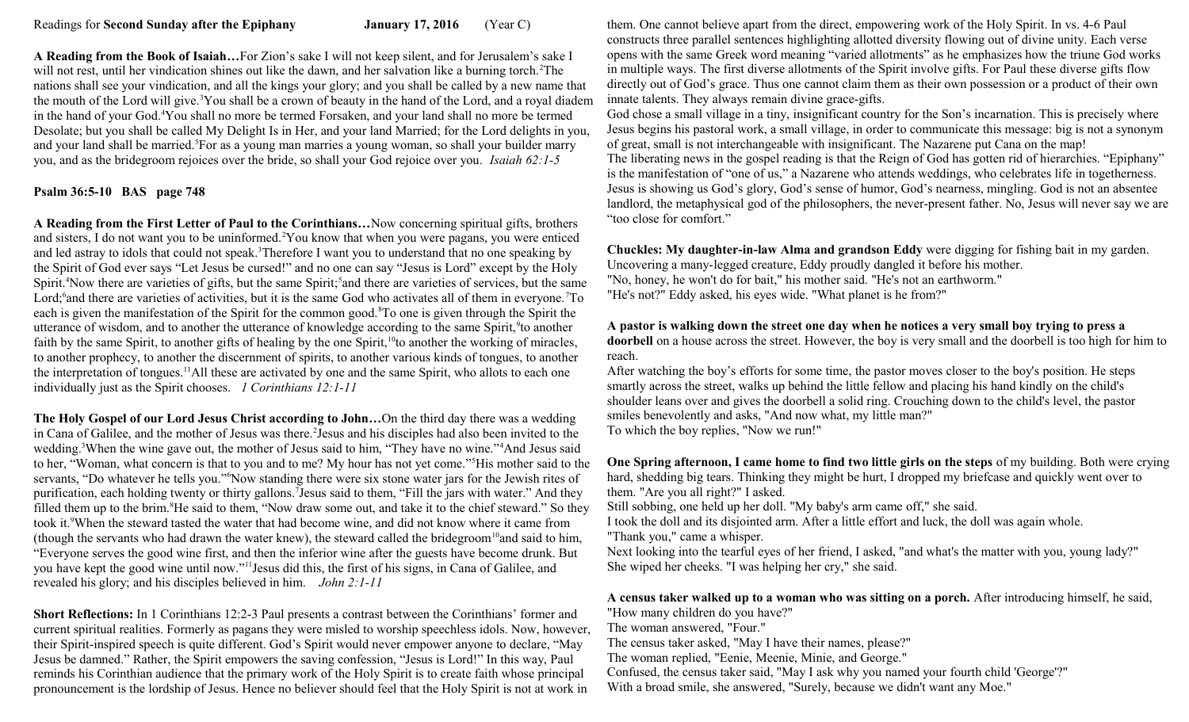Readings for **Second Sunday after the Epiphany** **January 17, 2016** (Year C)

**A Reading from the Book of Isaiah…**For Zion's sake I will not keep silent, and for Jerusalem's sake I will not rest, until her vindication shines out like the dawn, and her salvation like a burning torch.[2]The nations shall see your vindication, and all the kings your glory; and you shall be called by a new name that the mouth of the Lord will give.[3]You shall be a crown of beauty in the hand of the Lord, and a royal diadem in the hand of your God.[4]You shall no more be termed Forsaken, and your land shall no more be termed Desolate; but you shall be called My Delight Is in Her, and your land Married; for the Lord delights in you, and your land shall be married.[5]For as a young man marries a young woman, so shall your builder marry you, and as the bridegroom rejoices over the bride, so shall your God rejoice over you. *Isaiah 62:1-5*

**Psalm 36:5-10 BAS page 748**

**A Reading from the First Letter of Paul to the Corinthians…**Now concerning spiritual gifts, brothers and sisters, I do not want you to be uninformed.[2]You know that when you were pagans, you were enticed and led astray to idols that could not speak.[3]Therefore I want you to understand that no one speaking by the Spirit of God ever says "Let Jesus be cursed!" and no one can say "Jesus is Lord" except by the Holy Spirit.[4]Now there are varieties of gifts, but the same Spirit;[5]and there are varieties of services, but the same Lord;[6]and there are varieties of activities, but it is the same God who activates all of them in everyone.[7]To each is given the manifestation of the Spirit for the common good.[8]To one is given through the Spirit the utterance of wisdom, and to another the utterance of knowledge according to the same Spirit,[9]to another faith by the same Spirit, to another gifts of healing by the one Spirit,[10]to another the working of miracles, to another prophecy, to another the discernment of spirits, to another various kinds of tongues, to another the interpretation of tongues.[11]All these are activated by one and the same Spirit, who allots to each one individually just as the Spirit chooses. *1 Corinthians 12:1-11*

**The Holy Gospel of our Lord Jesus Christ according to John…**On the third day there was a wedding in Cana of Galilee, and the mother of Jesus was there.[2]Jesus and his disciples had also been invited to the wedding.[3]When the wine gave out, the mother of Jesus said to him, "They have no wine."[4]And Jesus said to her, "Woman, what concern is that to you and to me? My hour has not yet come."[5]His mother said to the servants, "Do whatever he tells you."[6]Now standing there were six stone water jars for the Jewish rites of purification, each holding twenty or thirty gallons.[7]Jesus said to them, "Fill the jars with water." And they filled them up to the brim.[8]He said to them, "Now draw some out, and take it to the chief steward." So they took it.[9]When the steward tasted the water that had become wine, and did not know where it came from (though the servants who had drawn the water knew), the steward called the bridegroom[10]and said to him, "Everyone serves the good wine first, and then the inferior wine after the guests have become drunk. But you have kept the good wine until now."[11]Jesus did this, the first of his signs, in Cana of Galilee, and revealed his glory; and his disciples believed in him. *John 2:1-11*

**Short Reflections:** In 1 Corinthians 12:2-3 Paul presents a contrast between the Corinthians' former and current spiritual realities. Formerly as pagans they were misled to worship speechless idols. Now, however, their Spirit-inspired speech is quite different. God's Spirit would never empower anyone to declare, "May Jesus be damned." Rather, the Spirit empowers the saving confession, "Jesus is Lord!" In this way, Paul reminds his Corinthian audience that the primary work of the Holy Spirit is to create faith whose principal pronouncement is the lordship of Jesus. Hence no believer should feel that the Holy Spirit is not at work in them. One cannot believe apart from the direct, empowering work of the Holy Spirit. In vs. 4-6 Paul constructs three parallel sentences highlighting allotted diversity flowing out of divine unity. Each verse opens with the same Greek word meaning "varied allotments" as he emphasizes how the triune God works in multiple ways. The first diverse allotments of the Spirit involve gifts. For Paul these diverse gifts flow directly out of God's grace. Thus one cannot claim them as their own possession or a product of their own innate talents. They always remain divine grace-gifts.

God chose a small village in a tiny, insignificant country for the Son's incarnation. This is precisely where Jesus begins his pastoral work, a small village, in order to communicate this message: big is not a synonym of great, small is not interchangeable with insignificant. The Nazarene put Cana on the map!

The liberating news in the gospel reading is that the Reign of God has gotten rid of hierarchies. "Epiphany" is the manifestation of "one of us," a Nazarene who attends weddings, who celebrates life in togetherness. Jesus is showing us God's glory, God's sense of humor, God's nearness, mingling. God is not an absentee landlord, the metaphysical god of the philosophers, the never-present father. No, Jesus will never say we are "too close for comfort."

**Chuckles: My daughter-in-law Alma and grandson Eddy** were digging for fishing bait in my garden. Uncovering a many-legged creature, Eddy proudly dangled it before his mother.
"No, honey, he won't do for bait," his mother said. "He's not an earthworm."
"He's not?" Eddy asked, his eyes wide. "What planet is he from?"

**A pastor is walking down the street one day when he notices a very small boy trying to press a doorbell** on a house across the street. However, the boy is very small and the doorbell is too high for him to reach.
After watching the boy's efforts for some time, the pastor moves closer to the boy's position. He steps smartly across the street, walks up behind the little fellow and placing his hand kindly on the child's shoulder leans over and gives the doorbell a solid ring. Crouching down to the child's level, the pastor smiles benevolently and asks, "And now what, my little man?"
To which the boy replies, "Now we run!"

**One Spring afternoon, I came home to find two little girls on the steps** of my building. Both were crying hard, shedding big tears. Thinking they might be hurt, I dropped my briefcase and quickly went over to them. "Are you all right?" I asked.
Still sobbing, one held up her doll. "My baby's arm came off," she said.
I took the doll and its disjointed arm. After a little effort and luck, the doll was again whole.
"Thank you," came a whisper.
Next looking into the tearful eyes of her friend, I asked, "and what's the matter with you, young lady?"
She wiped her cheeks. "I was helping her cry," she said.

**A census taker walked up to a woman who was sitting on a porch.** After introducing himself, he said, "How many children do you have?"
The woman answered, "Four."
The census taker asked, "May I have their names, please?"
The woman replied, "Eenie, Meenie, Minie, and George."
Confused, the census taker said, "May I ask why you named your fourth child 'George'?"
With a broad smile, she answered, "Surely, because we didn't want any Moe."